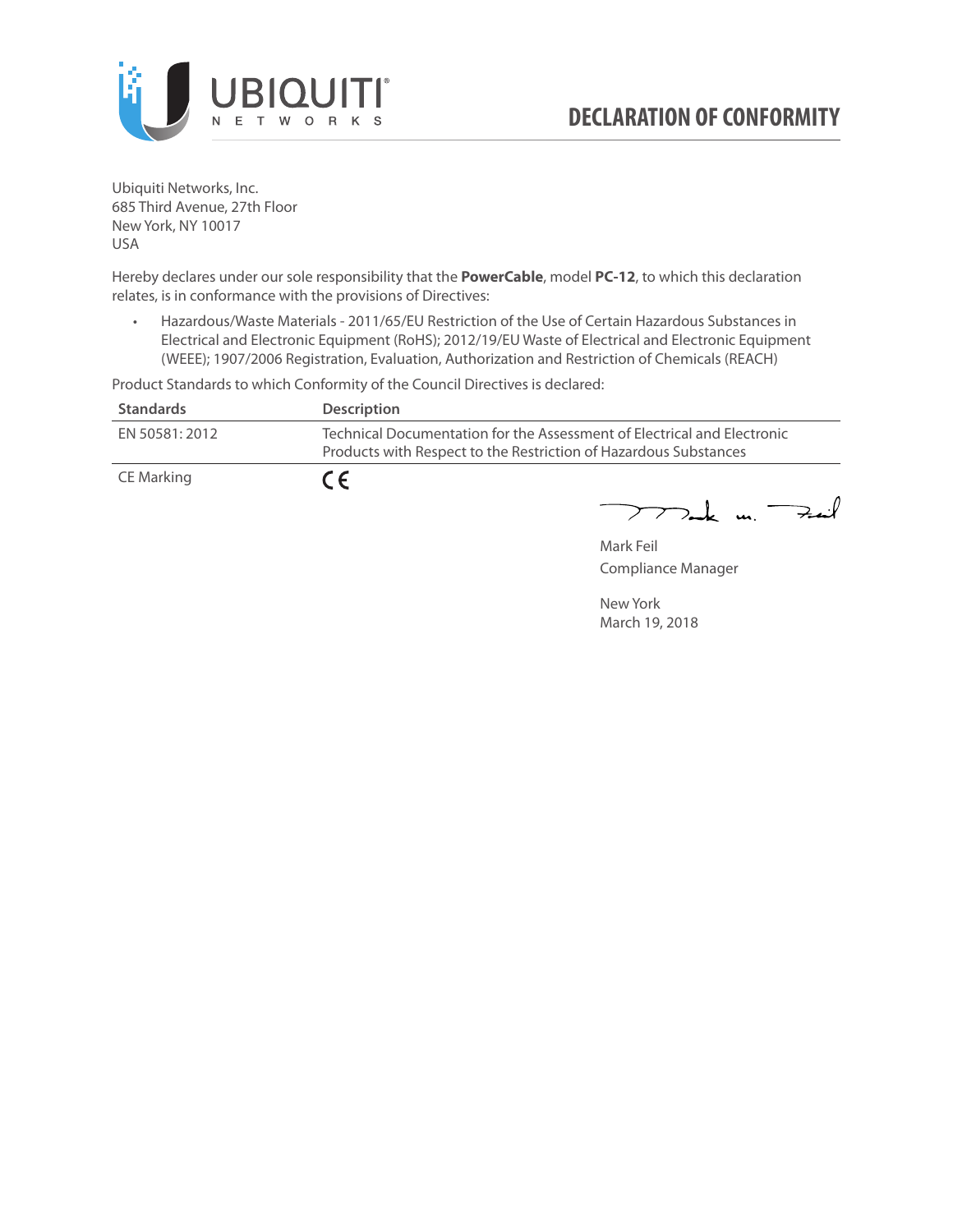UBIQUITI NETWORKS

# DECLARATION OF CONFORMITY

Ubiquiti Networks, Inc.
685 Third Avenue, 27th Floor
New York, NY 10017
USA

Hereby declares under our sole responsibility that the **PowerCable**, model **PC-12**, to which this declaration relates, is in conformance with the provisions of Directives:

- Hazardous/Waste Materials - 2011/65/EU Restriction of the Use of Certain Hazardous Substances in Electrical and Electronic Equipment (RoHS); 2012/19/EU Waste of Electrical and Electronic Equipment (WEEE); 1907/2006 Registration, Evaluation, Authorization and Restriction of Chemicals (REACH)

Product Standards to which Conformity of the Council Directives is declared:

| Standards | Description |
| --- | --- |
| EN 50581: 2012 | Technical Documentation for the Assessment of Electrical and Electronic Products with Respect to the Restriction of Hazardous Substances |
| CE Marking | CE |

Mark Feil
Compliance Manager

New York
March 19, 2018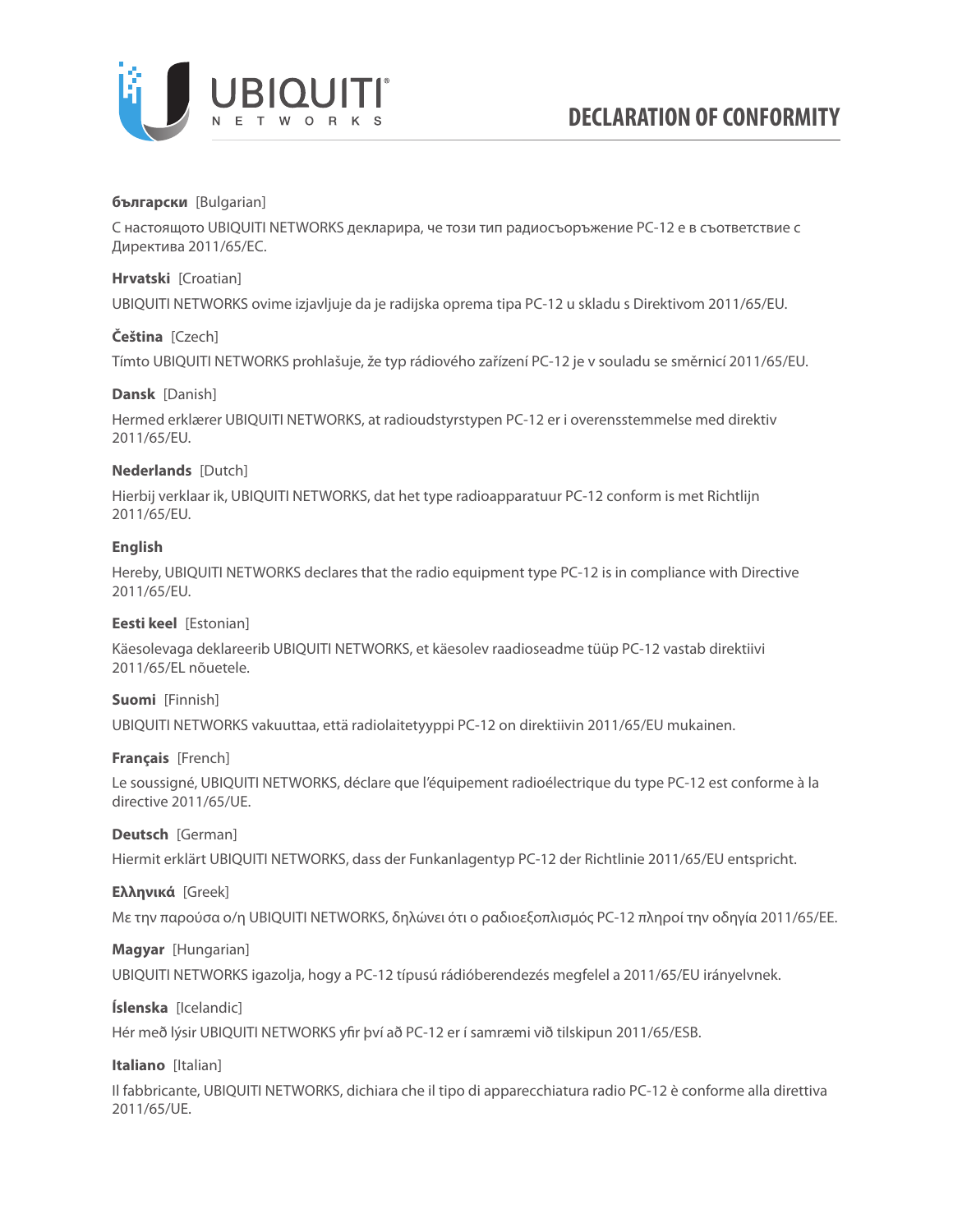# DECLARATION OF CONFORMITY

**български** [Bulgarian]

С настоящото UBIQUITI NETWORKS декларира, че този тип радиосъоръжение PC-12 е в съответствие с Директива 2011/65/ЕС.

**Hrvatski** [Croatian]

UBIQUITI NETWORKS ovime izjavljuje da je radijska oprema tipa PC-12 u skladu s Direktivom 2011/65/EU.

**Čeština** [Czech]

Tímto UBIQUITI NETWORKS prohlašuje, že typ rádiového zařízení PC-12 je v souladu se směrnicí 2011/65/EU.

**Dansk** [Danish]

Hermed erklærer UBIQUITI NETWORKS, at radioudstyrstypen PC-12 er i overensstemmelse med direktiv 2011/65/EU.

**Nederlands** [Dutch]

Hierbij verklaar ik, UBIQUITI NETWORKS, dat het type radioapparatuur PC-12 conform is met Richtlijn 2011/65/EU.

**English**

Hereby, UBIQUITI NETWORKS declares that the radio equipment type PC-12 is in compliance with Directive 2011/65/EU.

**Eesti keel** [Estonian]

Käesolevaga deklareerib UBIQUITI NETWORKS, et käesolev raadioseadme tüüp PC-12 vastab direktiivi 2011/65/EL nõuetele.

**Suomi** [Finnish]

UBIQUITI NETWORKS vakuuttaa, että radiolaitetyyppi PC-12 on direktiivin 2011/65/EU mukainen.

**Français** [French]

Le soussigné, UBIQUITI NETWORKS, déclare que l'équipement radioélectrique du type PC-12 est conforme à la directive 2011/65/UE.

**Deutsch** [German]

Hiermit erklärt UBIQUITI NETWORKS, dass der Funkanlagentyp PC-12 der Richtlinie 2011/65/EU entspricht.

**Ελληνικά** [Greek]

Με την παρούσα ο/η UBIQUITI NETWORKS, δηλώνει ότι ο ραδιοεξοπλισμός PC-12 πληροί την οδηγία 2011/65/ΕΕ.

**Magyar** [Hungarian]

UBIQUITI NETWORKS igazolja, hogy a PC-12 típusú rádióberendezés megfelel a 2011/65/EU irányelvnek.

**Íslenska** [Icelandic]

Hér með lýsir UBIQUITI NETWORKS yfir því að PC-12 er í samræmi við tilskipun 2011/65/ESB.

**Italiano** [Italian]

Il fabbricante, UBIQUITI NETWORKS, dichiara che il tipo di apparecchiatura radio PC-12 è conforme alla direttiva 2011/65/UE.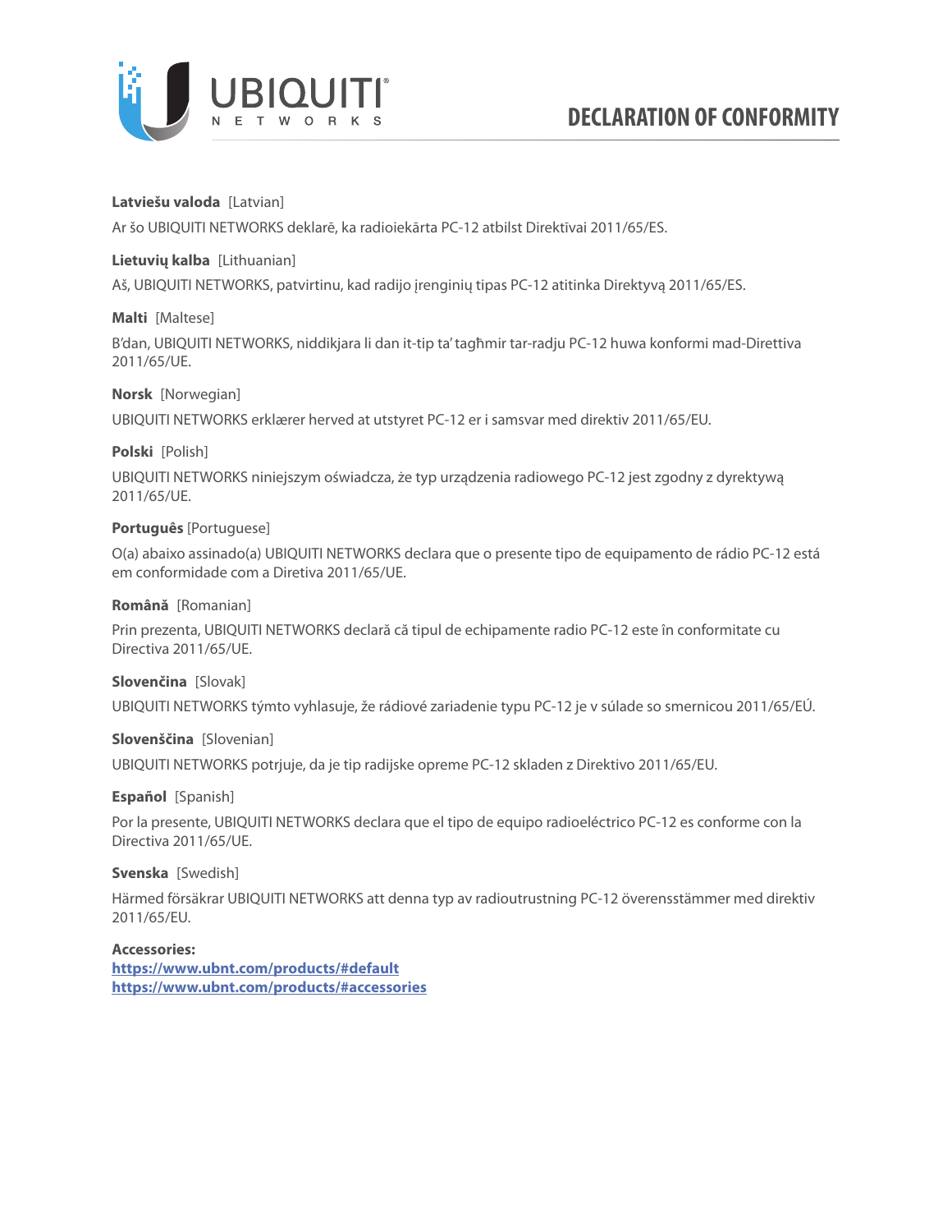**Latviešu valoda** [Latvian]

Ar šo UBIQUITI NETWORKS deklarē, ka radioiekārta PC-12 atbilst Direktīvai 2011/65/ES.

**Lietuvių kalba** [Lithuanian]

Aš, UBIQUITI NETWORKS, patvirtinu, kad radijo įrenginių tipas PC-12 atitinka Direktyvą 2011/65/ES.

**Malti** [Maltese]

B'dan, UBIQUITI NETWORKS, niddikjara li dan it-tip ta' tagħmir tar-radju PC-12 huwa konformi mad-Direttiva 2011/65/UE.

**Norsk** [Norwegian]

UBIQUITI NETWORKS erklærer herved at utstyret PC-12 er i samsvar med direktiv 2011/65/EU.

**Polski** [Polish]

UBIQUITI NETWORKS niniejszym oświadcza, że typ urządzenia radiowego PC-12 jest zgodny z dyrektywą 2011/65/UE.

**Português** [Portuguese]

O(a) abaixo assinado(a) UBIQUITI NETWORKS declara que o presente tipo de equipamento de rádio PC-12 está em conformidade com a Diretiva 2011/65/UE.

**Română** [Romanian]

Prin prezenta, UBIQUITI NETWORKS declară că tipul de echipamente radio PC-12 este în conformitate cu Directiva 2011/65/UE.

**Slovenčina** [Slovak]

UBIQUITI NETWORKS týmto vyhlasuje, že rádiové zariadenie typu PC-12 je v súlade so smernicou 2011/65/EÚ.

**Slovenščina** [Slovenian]

UBIQUITI NETWORKS potrjuje, da je tip radijske opreme PC-12 skladen z Direktivo 2011/65/EU.

**Español** [Spanish]

Por la presente, UBIQUITI NETWORKS declara que el tipo de equipo radioeléctrico PC-12 es conforme con la Directiva 2011/65/UE.

**Svenska** [Swedish]

Härmed försäkrar UBIQUITI NETWORKS att denna typ av radioutrustning PC-12 överensstämmer med direktiv 2011/65/EU.

**Accessories:**
**https://www.ubnt.com/products/#default**
**https://www.ubnt.com/products/#accessories**